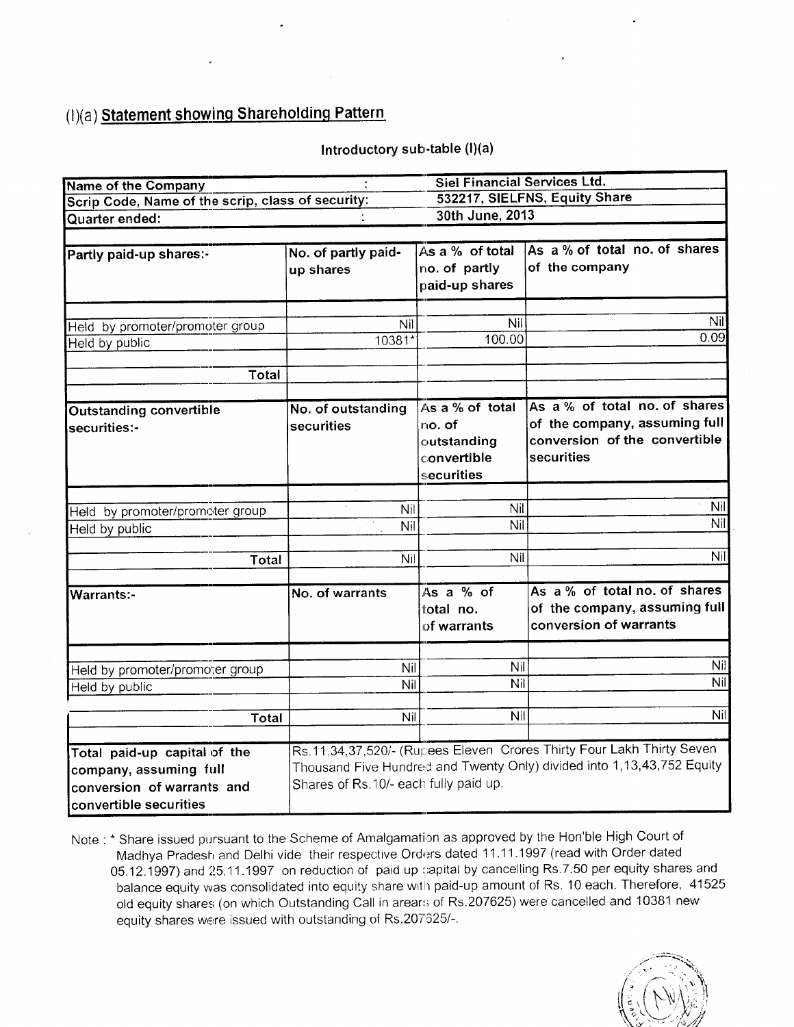## (I)(a) Statement showing Shareholding Pattern

Introductory sub-table (I)(a)

| Name of the Company | : | Siel Financial Services Ltd. | |
|---|---|---|---|
| Scrip Code, Name of the scrip, class of security: | | 532217, SIELFNS, Equity Share | |
| Quarter ended: | : | 30th June, 2013 | |
| | | | |
| **Partly paid-up shares:-** | No. of partly paid-up shares | As a % of total no. of partly paid-up shares | As a % of total no. of shares of the company |
| Held by promoter/promoter group | Nil | Nil | Nil |
| Held by public | 10381* | 100.00 | 0.09 |
| **Total** | | | |
| **Outstanding convertible securities:-** | No. of outstanding securities | As a % of total no. of outstanding convertible securities | As a % of total no. of shares of the company, assuming full conversion of the convertible securities |
| Held by promoter/promoter group | Nil | Nil | Nil |
| Held by public | Nil | Nil | Nil |
| **Total** | Nil | Nil | Nil |
| **Warrants:-** | No. of warrants | As a % of total no. of warrants | As a % of total no. of shares of the company, assuming full conversion of warrants |
| Held by promoter/promoter group | Nil | Nil | Nil |
| Held by public | Nil | Nil | Nil |
| **Total** | Nil | Nil | Nil |
| **Total paid-up capital of the company, assuming full conversion of warrants and convertible securities** | Rs.11,34,37,520/- (Rupees Eleven Crores Thirty Four Lakh Thirty Seven Thousand Five Hundred and Twenty Only) divided into 1,13,43,752 Equity Shares of Rs.10/- each fully paid up. | | |

Note : * Share issued pursuant to the Scheme of Amalgamation as approved by the Hon'ble High Court of Madhya Pradesh and Delhi vide their respective Orders dated 11.11.1997 (read with Order dated 05.12.1997) and 25.11.1997 on reduction of paid up capital by cancelling Rs.7.50 per equity shares and balance equity was consolidated into equity share with paid-up amount of Rs. 10 each. Therefore, 41525 old equity shares (on which Outstanding Call in arears of Rs.207625) were cancelled and 10381 new equity shares were issued with outstanding of Rs.207625/-.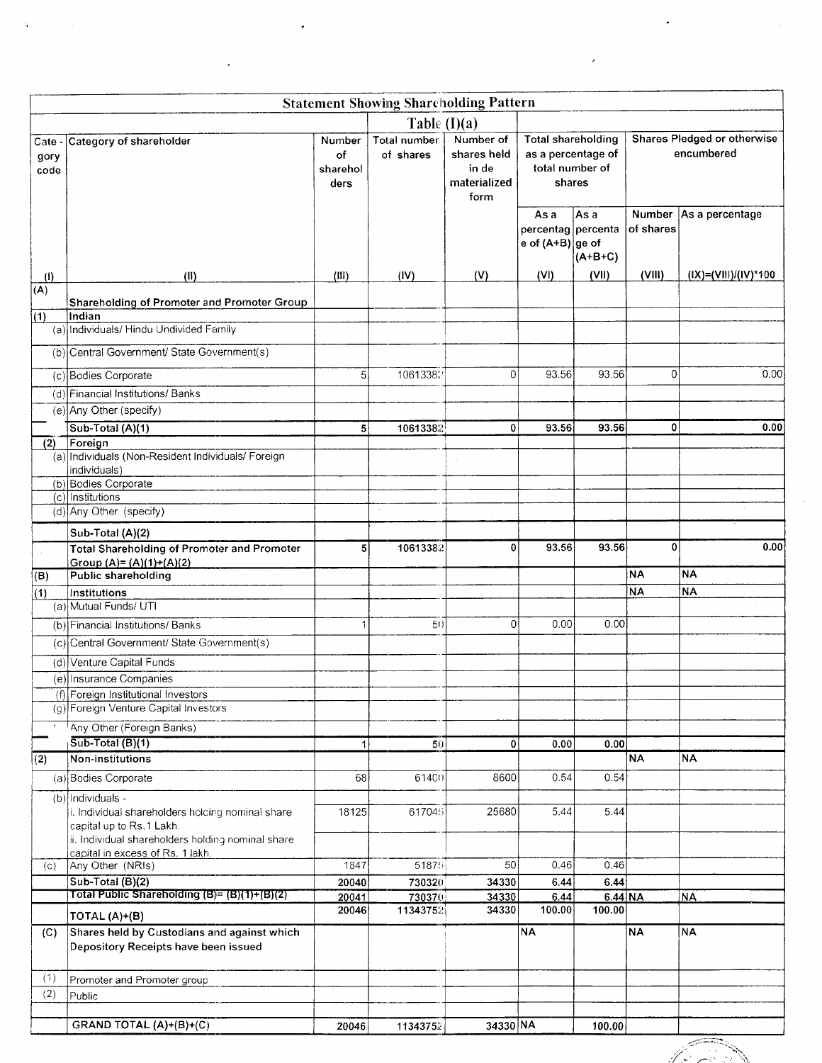# Statement Showing Shareholding Pattern

## Table (I)(a)

| Category code | Category of shareholder | Number of shareholders | Total number of shares | Number of shares held in dematerialized form | Total shareholding as a percentage of total number of shares | | Shares Pledged or otherwise encumbered | |
|---|---|---|---|---|---|---|---|---|
| | | | | | As a percentage of (A+B) | As a percentage of (A+B+C) | Number of shares | As a percentage |
| (I) | (II) | (III) | (IV) | (V) | (VI) | (VII) | (VIII) | (IX)=(VIII)/(IV)*100 |
| (A) | **Shareholding of Promoter and Promoter Group** | | | | | | | |
| (1) | **Indian** | | | | | | | |
| (a) | Individuals/ Hindu Undivided Family | | | | | | | |
| (b) | Central Government/ State Government(s) | | | | | | | |
| (c) | Bodies Corporate | 5 | 10613382 | 0 | 93.56 | 93.56 | 0 | 0.00 |
| (d) | Financial Institutions/ Banks | | | | | | | |
| (e) | Any Other (specify) | | | | | | | |
| | **Sub-Total (A)(1)** | **5** | **10613382** | **0** | **93.56** | **93.56** | **0** | **0.00** |
| (2) | **Foreign** | | | | | | | |
| (a) | Individuals (Non-Resident Individuals/ Foreign individuals) | | | | | | | |
| (b) | Bodies Corporate | | | | | | | |
| (c) | Institutions | | | | | | | |
| (d) | Any Other (specify) | | | | | | | |
| | **Sub-Total (A)(2)** | | | | | | | |
| | **Total Shareholding of Promoter and Promoter Group (A)= (A)(1)+(A)(2)** | **5** | **10613382** | **0** | **93.56** | **93.56** | **0** | **0.00** |
| (B) | **Public shareholding** | | | | | | **NA** | **NA** |
| (1) | **Institutions** | | | | | | **NA** | **NA** |
| (a) | Mutual Funds/ UTI | | | | | | | |
| (b) | Financial Institutions/ Banks | 1 | 50 | 0 | 0.00 | 0.00 | | |
| (c) | Central Government/ State Government(s) | | | | | | | |
| (d) | Venture Capital Funds | | | | | | | |
| (e) | Insurance Companies | | | | | | | |
| (f) | Foreign Institutional Investors | | | | | | | |
| (g) | Foreign Venture Capital Investors | | | | | | | |
| | Any Other (Foreign Banks) | | | | | | | |
| | **Sub-Total (B)(1)** | **1** | **50** | **0** | **0.00** | **0.00** | | |
| (2) | **Non-institutions** | | | | | | **NA** | **NA** |
| (a) | Bodies Corporate | 68 | 61400 | 8600 | 0.54 | 0.54 | | |
| (b) | Individuals - i. Individual shareholders holding nominal share capital up to Rs.1 Lakh. | 18125 | 617045 | 25680 | 5.44 | 5.44 | | |
| | ii. Individual shareholders holding nominal share capital in excess of Rs. 1 lakh. | | | | | | | |
| (c) | Any Other (NRIs) | 1847 | 51875 | 50 | 0.46 | 0.46 | | |
| | **Sub-Total (B)(2)** | **20040** | **730320** | **34330** | **6.44** | **6.44** | | |
| | **Total Public Shareholding (B)= (B)(1)+(B)(2)** | **20041** | **730370** | **34330** | **6.44** | **6.44** | **NA** | **NA** |
| | **TOTAL (A)+(B)** | **20046** | **11343752** | **34330** | **100.00** | **100.00** | | |
| (C) | **Shares held by Custodians and against which Depository Receipts have been issued** | | | | **NA** | | **NA** | **NA** |
| (1) | Promoter and Promoter group | | | | | | | |
| (2) | Public | | | | | | | |
| | **GRAND TOTAL (A)+(B)+(C)** | **20046** | **11343752** | **34330** | **NA** | **100.00** | | |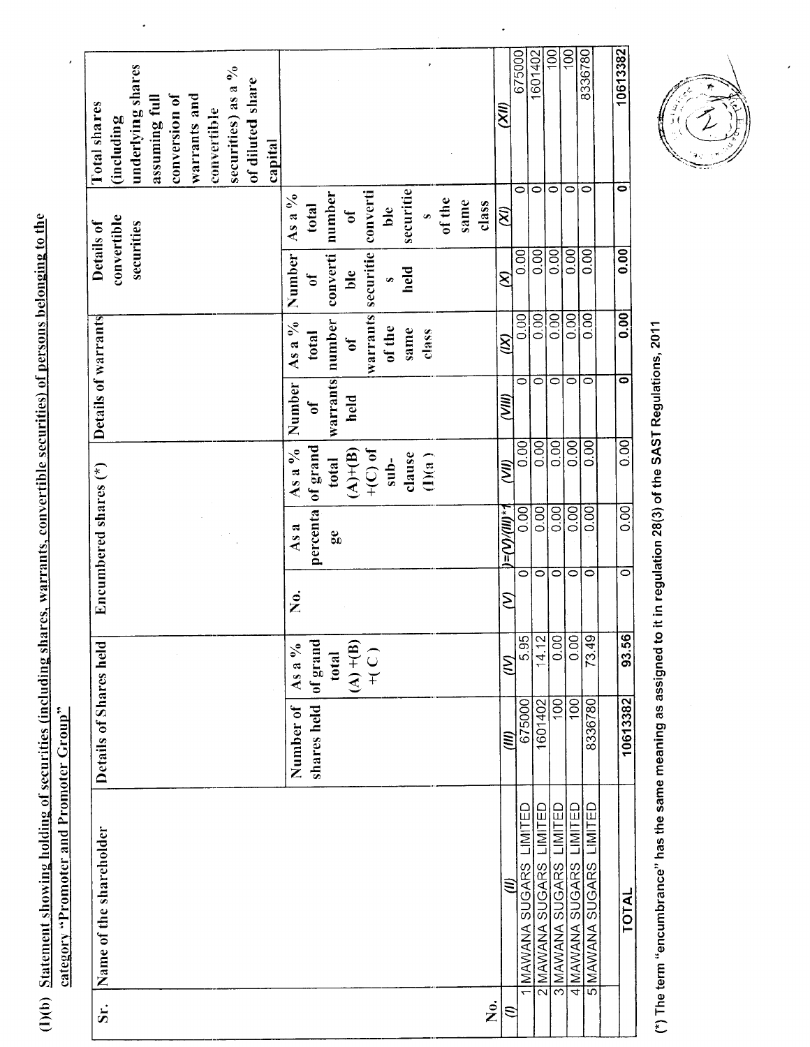(I)(b) Statement showing holding of securities (including shares, warrants, convertible securities) of persons belonging to the category "Promoter and Promoter Group"

| Sr. No. | Name of the shareholder | Details of Shares held | | Encumbered shares (*) | | | Details of warrants | | Details of convertible securities | | Total shares (including underlying shares assuming full conversion of warrants and convertible securities) as a % of diluted share capital |
|---|---|---|---|---|---|---|---|---|---|---|---|
| | | Number of shares held | As a % of grand total (A)+(B)+(C) | No. | As a percentage | As a % of grand total (A)+(B)+(C) of sub-clause (I)(a) | Number of warrants held | As a % total number of warrants of the same class | Number of convertible securities held | As a % total number of convertible securities of the same class | |
| (I) | (II) | (III) | (IV) | (V) | (VI)=(V)/(III)*100 | (VII) | (VIII) | (IX) | (X) | (XI) | (XII) |
| 1 | MAWANA SUGARS LIMITED | 675000 | 5.95 | 0 | 0.00 | 0.00 | 0 | 0.00 | 0.00 | 0 | 675000 |
| 2 | MAWANA SUGARS LIMITED | 1601402 | 14.12 | 0 | 0.00 | 0.00 | 0 | 0.00 | 0.00 | 0 | 1601402 |
| 3 | MAWANA SUGARS LIMITED | 100 | 0.00 | 0 | 0.00 | 0.00 | 0 | 0.00 | 0.00 | 0 | 100 |
| 4 | MAWANA SUGARS LIMITED | 100 | 0.00 | 0 | 0.00 | 0.00 | 0 | 0.00 | 0.00 | 0 | 100 |
| 5 | MAWANA SUGARS LIMITED | 8336780 | 73.49 | 0 | 0.00 | 0.00 | 0 | 0.00 | 0.00 | 0 | 8336780 |
| | | | | | | | | | | | |
| | TOTAL | 10613382 | 93.56 | 0 | 0.00 | 0.00 | 0 | 0.00 | 0.00 | 0 | 10613382 |

(*) The term "encumbrance" has the same meaning as assigned to it in regulation 28(3) of the SAST Regulations, 2011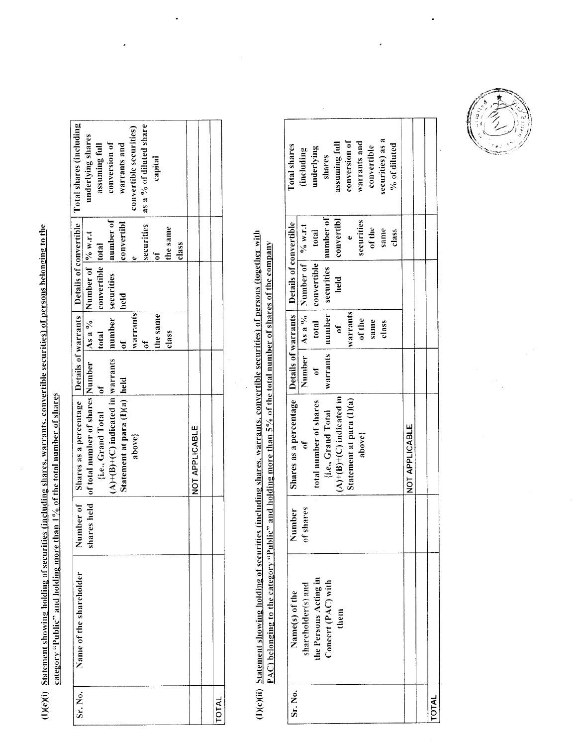(I)(c)(i) Statement showing holding of securities (including shares, warrants, convertible securities) of persons belonging to the category "Public" and holding more than 1% of the total number of shares

| Sr. No. | Name of the shareholder | Number of shares held | Shares as a percentage of total number of shares {i.e., Grand Total (A)+(B)+(C) indicated in Statement at para (I)(a) above} | Details of warrants | | Details of convertible | | Total shares (including underlying shares assuming full conversion of warrants and convertible securities) as a % of diluted share capital |
|---|---|---|---|---|---|---|---|---|
| | | | | Number of warrants held | As a % total number of warrants of the same class | Number of convertible securities held | % w.r.t total number of convertible securities of the same class | |
| | | | NOT APPLICABLE | | | | | |
| | | | | | | | | |
| TOTAL | | | | | | | | |

(I)(c)(ii) Statement showing holding of securities (including shares, warrants, convertible securities) of persons (together with PAC) belonging to the category "Public" and holding more than 5% of the total number of shares of the company

| Sr. No. | Name(s) of the shareholder(s) and the Persons Acting in Concert (PAC) with them | Number of shares | Shares as a percentage of total number of shares {i.e., Grand Total (A)+(B)+(C) indicated in Statement at para (I)(a) above} | Details of warrants | | Details of convertible | | Total shares (including underlying shares assuming full conversion of warrants and convertible securities) as a % of diluted |
|---|---|---|---|---|---|---|---|---|
| | | | | Number of warrants | As a % total number of warrants of the same class | Number of convertible securities held | % w.r.t total number of convertible securities of the same class | |
| | | | NOT APPLICABLE | | | | | |
| | | | | | | | | |
| TOTAL | | | | | | | | |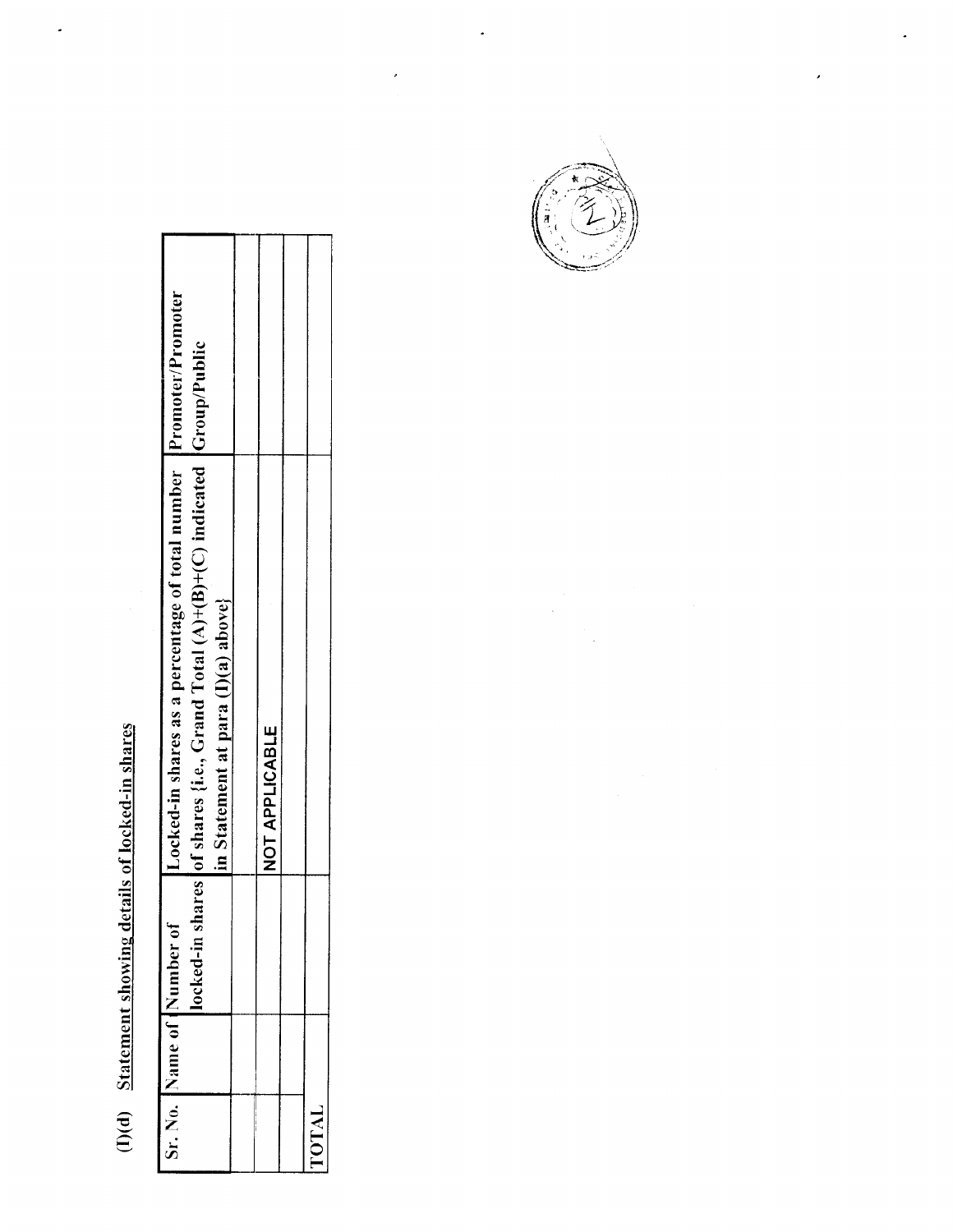## (I)(d) Statement showing details of locked-in shares

| Sr. No. | Name of the shareholder | Number of locked-in shares | Locked-in shares as a percentage of total number of shares {i.e., Grand Total (A)+(B)+(C) indicated in Statement at para (I)(a) above} | Promoter/Promoter Group/Public |
|---|---|---|---|---|
| | | | | |
| | | | NOT APPLICABLE | |
| | | | | |
| TOTAL | | | | |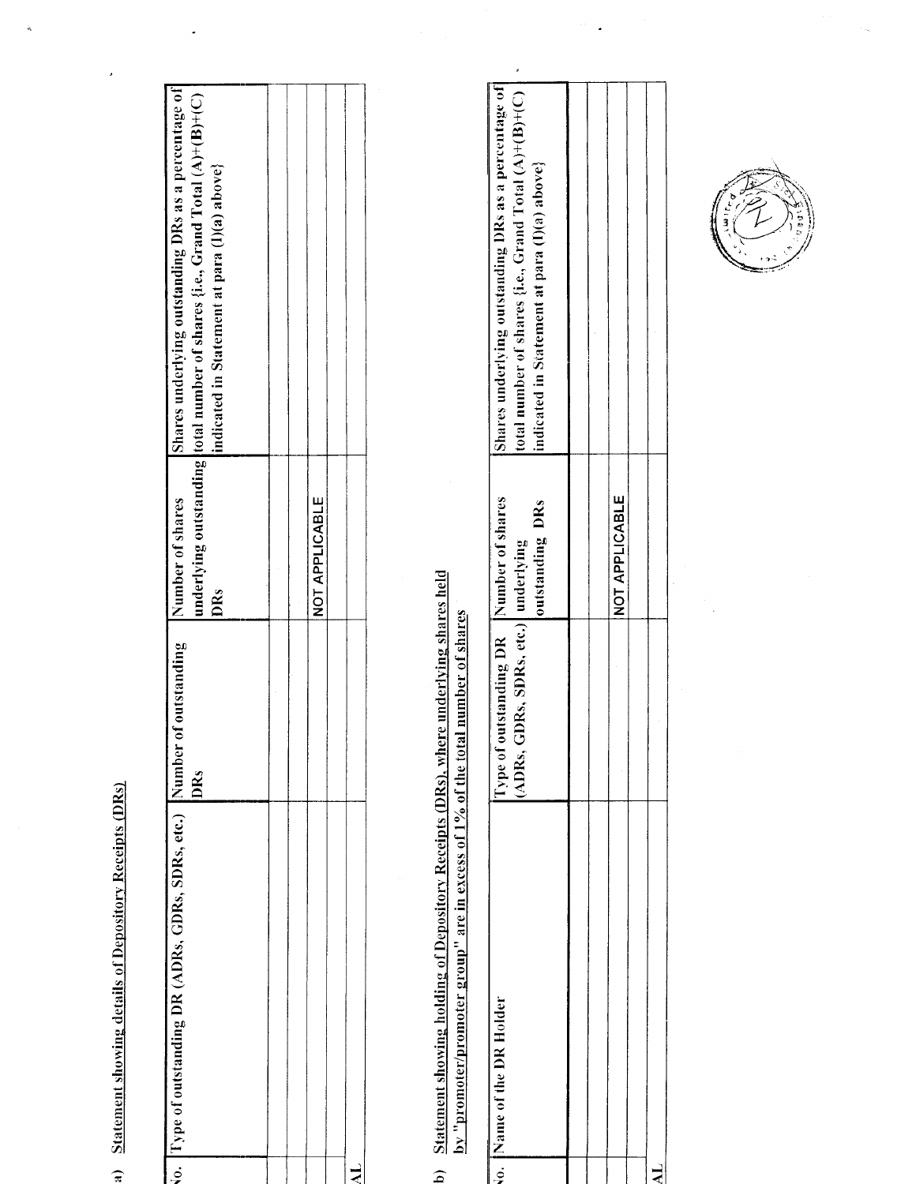a) **Statement showing details of Depository Receipts (DRs)**

| Sr. No. | Type of outstanding DR (ADRs, GDRs, SDRs, etc.) | Number of outstanding DRs | Number of shares underlying outstanding DRs | Shares underlying outstanding DRs as a percentage of total number of shares {i.e., Grand Total (A)+(B)+(C) indicated in Statement at para (I)(a) above} |
|---|---|---|---|---|
| | | | | |
| | | | | |
| | | | NOT APPLICABLE | |
| | | | | |
| TOTAL | | | | |

b) **Statement showing holding of Depository Receipts (DRs), where underlying shares held by "promoter/promoter group" are in excess of 1% of the total number of shares**

| Sr. No. | Name of the DR Holder | Type of outstanding DR (ADRs, GDRs, SDRs, etc.) | Number of shares underlying outstanding DRs | Shares underlying outstanding DRs as a percentage of total number of shares {i.e., Grand Total (A)+(B)+(C) indicated in Statement at para (I)(a) above} |
|---|---|---|---|---|
| | | | | |
| | | | | |
| | | | NOT APPLICABLE | |
| | | | | |
| TOTAL | | | | |